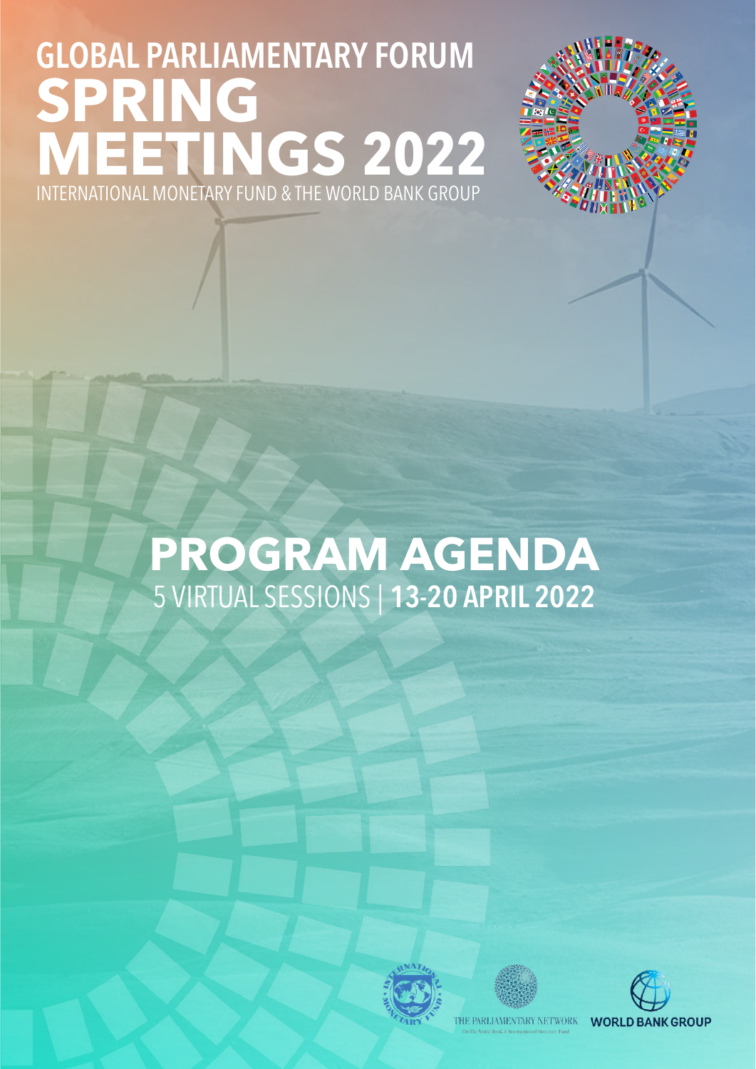# GLOBAL PARLIAMENTARY FORUM SPRING MEETINGS 2022

INTERNATIONAL MONETARY FUND & THE WORLD BANK GROUP

# PROGRAM AGENDA

5 VIRTUAL SESSIONS | **13-20 APRIL 2022**

THE PARLIAMENTARY NETWORK

WORLD BANK GROUP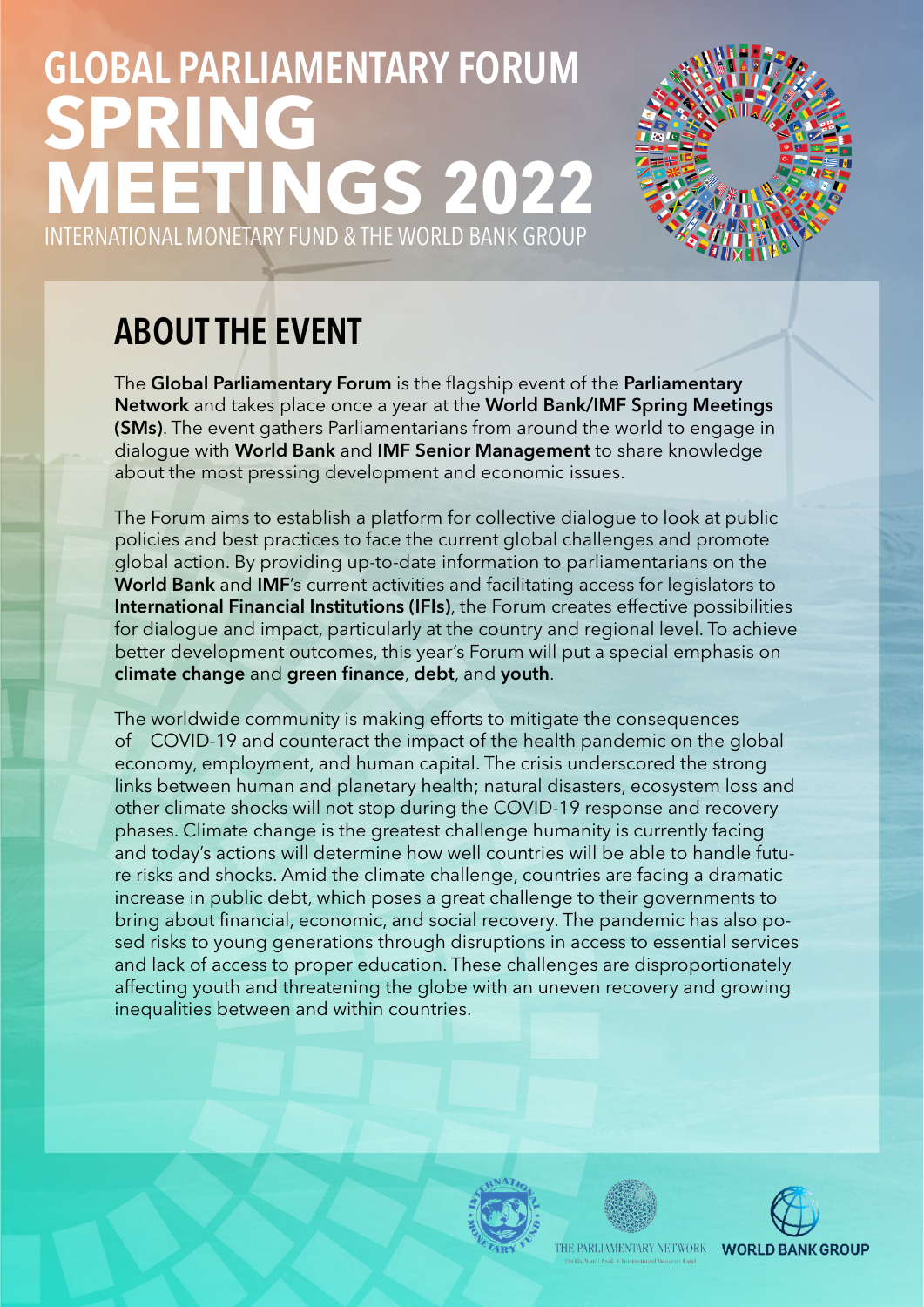# GLOBAL PARLIAMENTARY FORUM SPRING MEETINGS 2022

INTERNATIONAL MONETARY FUND & THE WORLD BANK GROUP

## ABOUT THE EVENT

The **Global Parliamentary Forum** is the flagship event of the **Parliamentary Network** and takes place once a year at the **World Bank/IMF Spring Meetings (SMs)**. The event gathers Parliamentarians from around the world to engage in dialogue with **World Bank** and **IMF Senior Management** to share knowledge about the most pressing development and economic issues.

The Forum aims to establish a platform for collective dialogue to look at public policies and best practices to face the current global challenges and promote global action. By providing up-to-date information to parliamentarians on the **World Bank** and **IMF**'s current activities and facilitating access for legislators to **International Financial Institutions (IFIs)**, the Forum creates effective possibilities for dialogue and impact, particularly at the country and regional level. To achieve better development outcomes, this year's Forum will put a special emphasis on **climate change** and **green finance**, **debt**, and **youth**.

The worldwide community is making efforts to mitigate the consequences of COVID-19 and counteract the impact of the health pandemic on the global economy, employment, and human capital. The crisis underscored the strong links between human and planetary health; natural disasters, ecosystem loss and other climate shocks will not stop during the COVID-19 response and recovery phases. Climate change is the greatest challenge humanity is currently facing and today's actions will determine how well countries will be able to handle future risks and shocks. Amid the climate challenge, countries are facing a dramatic increase in public debt, which poses a great challenge to their governments to bring about financial, economic, and social recovery. The pandemic has also posed risks to young generations through disruptions in access to essential services and lack of access to proper education. These challenges are disproportionately affecting youth and threatening the globe with an uneven recovery and growing inequalities between and within countries.

THE PARLIAMENTARY NETWORK on the World Bank & International Monetary Fund

WORLD BANK GROUP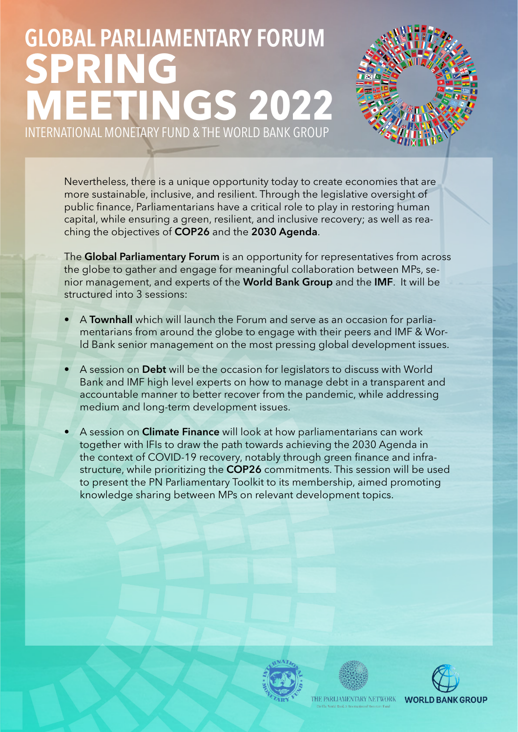# GLOBAL PARLIAMENTARY FORUM SPRING MEETINGS 2022

INTERNATIONAL MONETARY FUND & THE WORLD BANK GROUP

Nevertheless, there is a unique opportunity today to create economies that are more sustainable, inclusive, and resilient. Through the legislative oversight of public finance, Parliamentarians have a critical role to play in restoring human capital, while ensuring a green, resilient, and inclusive recovery; as well as reaching the objectives of **COP26** and the **2030 Agenda**.

The **Global Parliamentary Forum** is an opportunity for representatives from across the globe to gather and engage for meaningful collaboration between MPs, senior management, and experts of the **World Bank Group** and the **IMF**. It will be structured into 3 sessions:

- A **Townhall** which will launch the Forum and serve as an occasion for parliamentarians from around the globe to engage with their peers and IMF & World Bank senior management on the most pressing global development issues.
- A session on **Debt** will be the occasion for legislators to discuss with World Bank and IMF high level experts on how to manage debt in a transparent and accountable manner to better recover from the pandemic, while addressing medium and long-term development issues.
- A session on **Climate Finance** will look at how parliamentarians can work together with IFIs to draw the path towards achieving the 2030 Agenda in the context of COVID-19 recovery, notably through green finance and infrastructure, while prioritizing the **COP26** commitments. This session will be used to present the PN Parliamentary Toolkit to its membership, aimed promoting knowledge sharing between MPs on relevant development topics.

THE PARLIAMENTARY NETWORK

WORLD BANK GROUP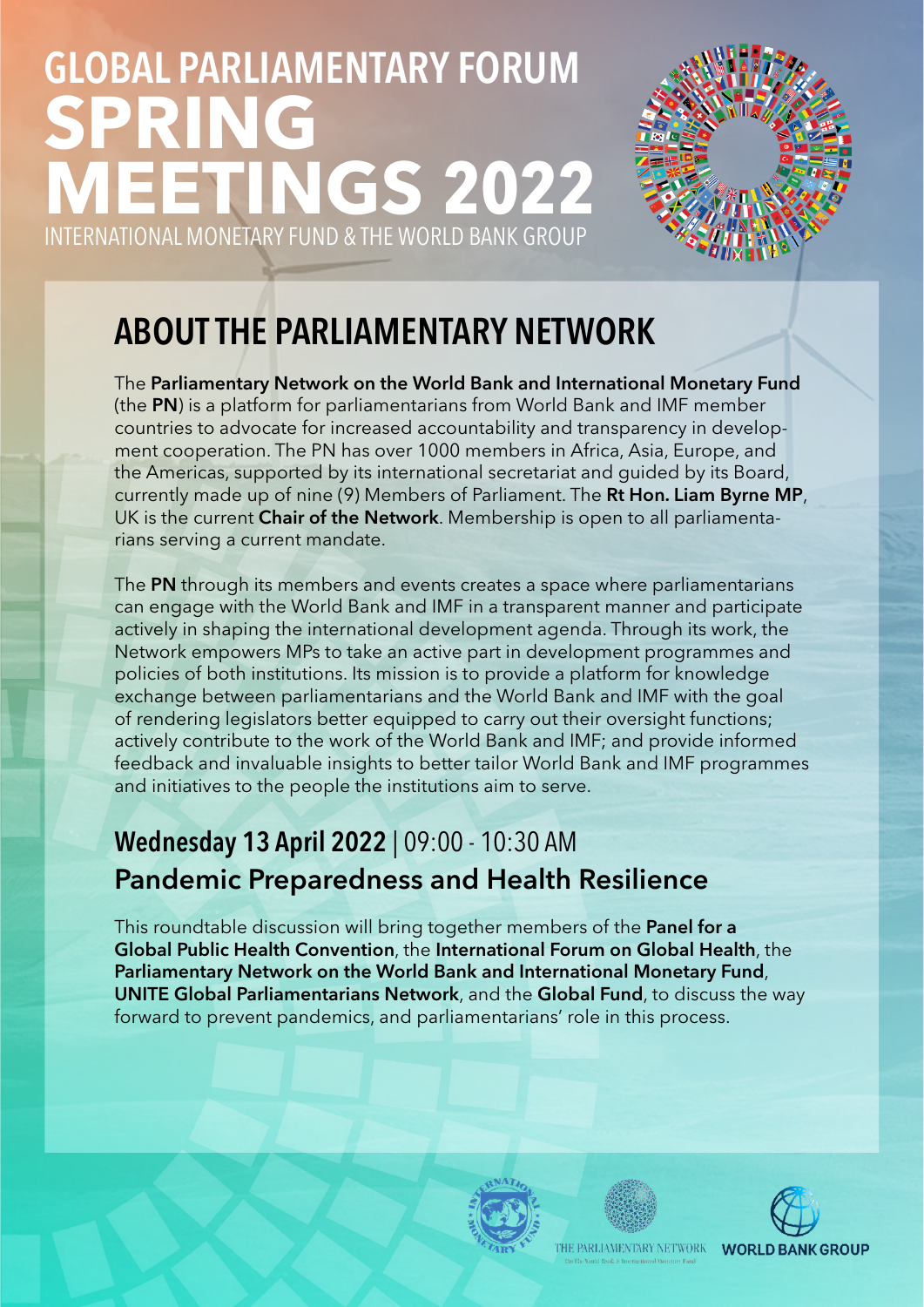# GLOBAL PARLIAMENTARY FORUM SPRING MEETINGS 2022

INTERNATIONAL MONETARY FUND & THE WORLD BANK GROUP

## ABOUT THE PARLIAMENTARY NETWORK

The **Parliamentary Network on the World Bank and International Monetary Fund** (the **PN**) is a platform for parliamentarians from World Bank and IMF member countries to advocate for increased accountability and transparency in development cooperation. The PN has over 1000 members in Africa, Asia, Europe, and the Americas, supported by its international secretariat and guided by its Board, currently made up of nine (9) Members of Parliament. The **Rt Hon. Liam Byrne MP**, UK is the current **Chair of the Network**. Membership is open to all parliamentarians serving a current mandate.

The **PN** through its members and events creates a space where parliamentarians can engage with the World Bank and IMF in a transparent manner and participate actively in shaping the international development agenda. Through its work, the Network empowers MPs to take an active part in development programmes and policies of both institutions. Its mission is to provide a platform for knowledge exchange between parliamentarians and the World Bank and IMF with the goal of rendering legislators better equipped to carry out their oversight functions; actively contribute to the work of the World Bank and IMF; and provide informed feedback and invaluable insights to better tailor World Bank and IMF programmes and initiatives to the people the institutions aim to serve.

### **Wednesday 13 April 2022** | 09:00 - 10:30 AM

### Pandemic Preparedness and Health Resilience

This roundtable discussion will bring together members of the **Panel for a Global Public Health Convention**, the **International Forum on Global Health**, the **Parliamentary Network on the World Bank and International Monetary Fund**, **UNITE Global Parliamentarians Network**, and the **Global Fund**, to discuss the way forward to prevent pandemics, and parliamentarians' role in this process.

THE PARLIAMENTARY NETWORK on the World Bank & International Monetary Fund

WORLD BANK GROUP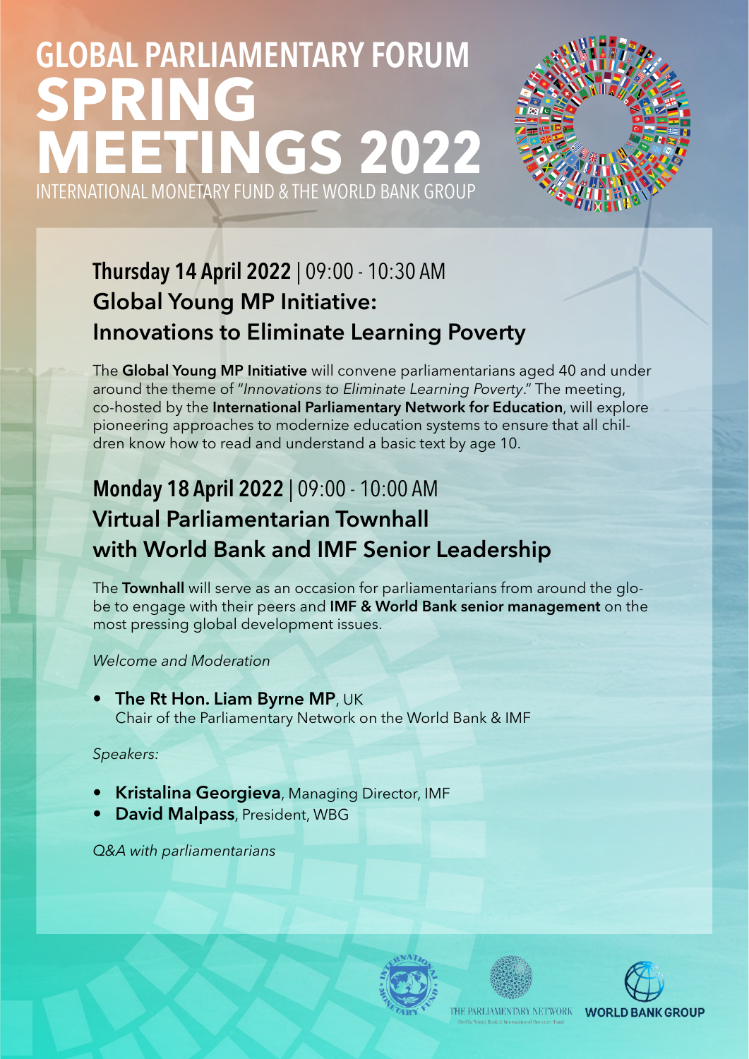# GLOBAL PARLIAMENTARY FORUM
# SPRING MEETINGS 2022

INTERNATIONAL MONETARY FUND & THE WORLD BANK GROUP

## Thursday 14 April 2022 | 09:00 - 10:30 AM

### Global Young MP Initiative: Innovations to Eliminate Learning Poverty

The **Global Young MP Initiative** will convene parliamentarians aged 40 and under around the theme of "*Innovations to Eliminate Learning Poverty*." The meeting, co-hosted by the **International Parliamentary Network for Education**, will explore pioneering approaches to modernize education systems to ensure that all children know how to read and understand a basic text by age 10.

## Monday 18 April 2022 | 09:00 - 10:00 AM

### Virtual Parliamentarian Townhall with World Bank and IMF Senior Leadership

The **Townhall** will serve as an occasion for parliamentarians from around the globe to engage with their peers and **IMF & World Bank senior management** on the most pressing global development issues.

*Welcome and Moderation*

- **The Rt Hon. Liam Byrne MP**, UK
  Chair of the Parliamentary Network on the World Bank & IMF

*Speakers:*

- **Kristalina Georgieva**, Managing Director, IMF
- **David Malpass**, President, WBG

*Q&A with parliamentarians*

THE PARLIAMENTARY NETWORK
on the World Bank & International Monetary Fund

WORLD BANK GROUP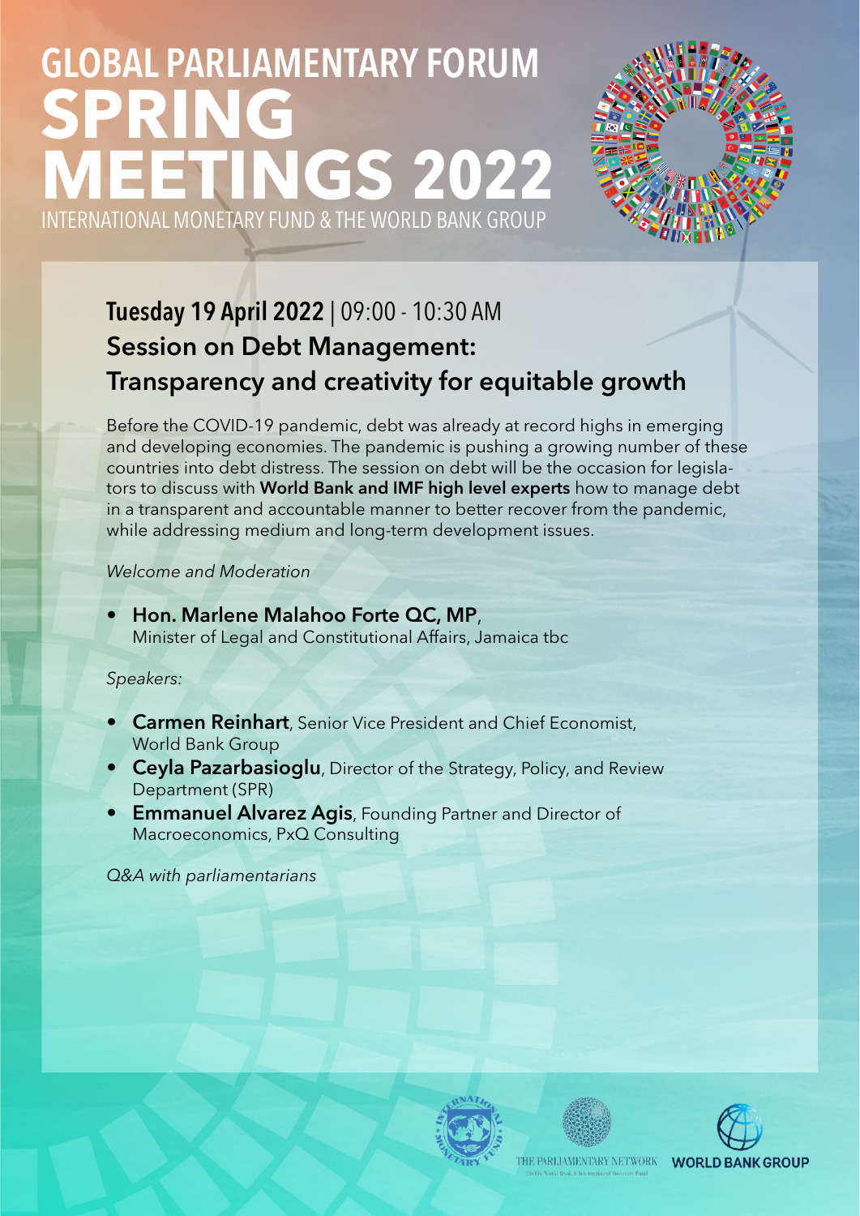# GLOBAL PARLIAMENTARY FORUM
# SPRING MEETINGS 2022

INTERNATIONAL MONETARY FUND & THE WORLD BANK GROUP

## **Tuesday 19 April 2022** | 09:00 - 10:30 AM

## Session on Debt Management: Transparency and creativity for equitable growth

Before the COVID-19 pandemic, debt was already at record highs in emerging and developing economies. The pandemic is pushing a growing number of these countries into debt distress. The session on debt will be the occasion for legislators to discuss with **World Bank and IMF high level experts** how to manage debt in a transparent and accountable manner to better recover from the pandemic, while addressing medium and long-term development issues.

*Welcome and Moderation*

- **Hon. Marlene Malahoo Forte QC, MP**, Minister of Legal and Constitutional Affairs, Jamaica tbc

*Speakers:*

- **Carmen Reinhart**, Senior Vice President and Chief Economist, World Bank Group
- **Ceyla Pazarbasioglu**, Director of the Strategy, Policy, and Review Department (SPR)
- **Emmanuel Alvarez Agis**, Founding Partner and Director of Macroeconomics, PxQ Consulting

*Q&A with parliamentarians*

THE PARLIAMENTARY NETWORK

WORLD BANK GROUP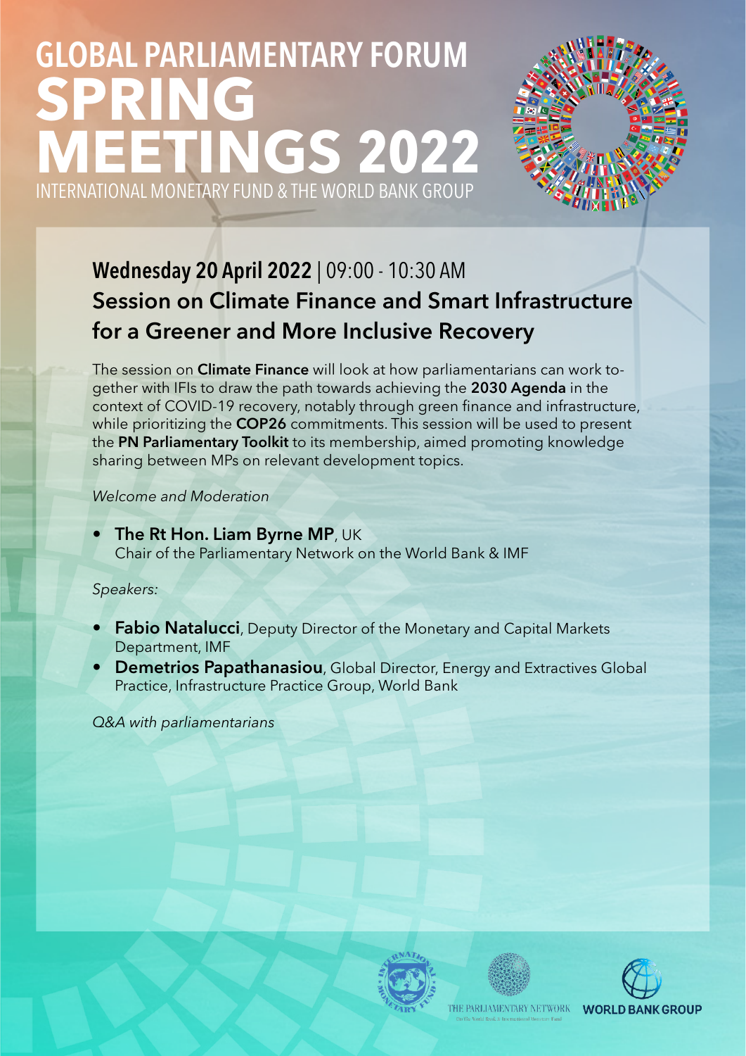# GLOBAL PARLIAMENTARY FORUM
# SPRING MEETINGS 2022

INTERNATIONAL MONETARY FUND & THE WORLD BANK GROUP

## Wednesday 20 April 2022 | 09:00 - 10:30 AM

## Session on Climate Finance and Smart Infrastructure for a Greener and More Inclusive Recovery

The session on **Climate Finance** will look at how parliamentarians can work together with IFIs to draw the path towards achieving the **2030 Agenda** in the context of COVID-19 recovery, notably through green finance and infrastructure, while prioritizing the **COP26** commitments. This session will be used to present the **PN Parliamentary Toolkit** to its membership, aimed promoting knowledge sharing between MPs on relevant development topics.

*Welcome and Moderation*

- **The Rt Hon. Liam Byrne MP**, UK
  Chair of the Parliamentary Network on the World Bank & IMF

*Speakers:*

- **Fabio Natalucci**, Deputy Director of the Monetary and Capital Markets Department, IMF
- **Demetrios Papathanasiou**, Global Director, Energy and Extractives Global Practice, Infrastructure Practice Group, World Bank

*Q&A with parliamentarians*

INTERNATIONAL MONETARY FUND

THE PARLIAMENTARY NETWORK
On The World Bank & International Monetary Fund

WORLD BANK GROUP